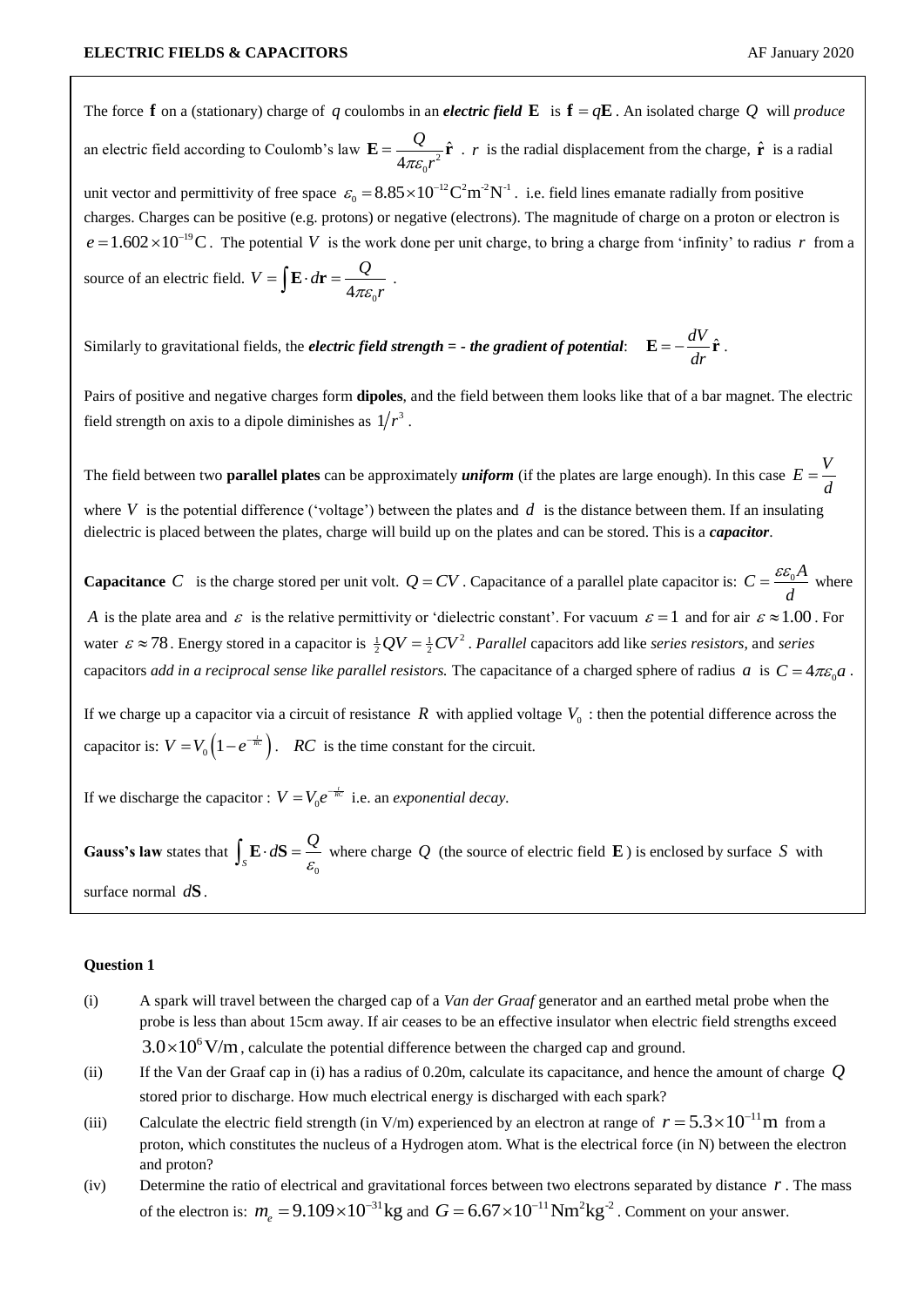The force $\mathbf{f}$ on a (stationary) charge of $q$ coulombs in an ***electric field*** $\mathbf{E}$ is $\mathbf{f} = q\mathbf{E}$. An isolated charge $Q$ will *produce* an electric field according to Coulomb's law $\mathbf{E} = \dfrac{Q}{4\pi\varepsilon_0 r^2}\hat{\mathbf{r}}$ . $r$ is the radial displacement from the charge, $\hat{\mathbf{r}}$ is a radial unit vector and permittivity of free space $\varepsilon_0 = 8.85\times10^{-12}\,\mathrm{C^2m^{-2}N^{-1}}$. i.e. field lines emanate radially from positive charges. Charges can be positive (e.g. protons) or negative (electrons). The magnitude of charge on a proton or electron is $e = 1.602\times10^{-19}\,\mathrm{C}$. The potential $V$ is the work done per unit charge, to bring a charge from 'infinity' to radius $r$ from a source of an electric field. $V = \int \mathbf{E}\cdot d\mathbf{r} = \dfrac{Q}{4\pi\varepsilon_0 r}$ .

Similarly to gravitational fields, the ***electric field strength = - the gradient of potential***: $\mathbf{E} = -\dfrac{dV}{dr}\hat{\mathbf{r}}$ .

Pairs of positive and negative charges form **dipoles**, and the field between them looks like that of a bar magnet. The electric field strength on axis to a dipole diminishes as $1/r^3$ .

The field between two **parallel plates** can be approximately ***uniform*** (if the plates are large enough). In this case $E = \dfrac{V}{d}$ where $V$ is the potential difference ('voltage') between the plates and $d$ is the distance between them. If an insulating dielectric is placed between the plates, charge will build up on the plates and can be stored. This is a ***capacitor***.

**Capacitance** $C$ is the charge stored per unit volt. $Q = CV$. Capacitance of a parallel plate capacitor is: $C = \dfrac{\varepsilon\varepsilon_0 A}{d}$ where $A$ is the plate area and $\varepsilon$ is the relative permittivity or 'dielectric constant'. For vacuum $\varepsilon = 1$ and for air $\varepsilon \approx 1.00$. For water $\varepsilon \approx 78$. Energy stored in a capacitor is $\tfrac{1}{2}QV = \tfrac{1}{2}CV^2$. *Parallel* capacitors add like *series resistors*, and *series* capacitors *add in a reciprocal sense like parallel resistors.* The capacitance of a charged sphere of radius $a$ is $C = 4\pi\varepsilon_0 a$ .

If we charge up a capacitor via a circuit of resistance $R$ with applied voltage $V_0$ : then the potential difference across the capacitor is: $V = V_0\left(1 - e^{-\frac{t}{RC}}\right)$. $RC$ is the time constant for the circuit.

If we discharge the capacitor : $V = V_0 e^{-\frac{t}{RC}}$ i.e. an *exponential decay*.

**Gauss's law** states that $\int_S \mathbf{E}\cdot d\mathbf{S} = \dfrac{Q}{\varepsilon_0}$ where charge $Q$ (the source of electric field $\mathbf{E}$) is enclosed by surface $S$ with surface normal $d\mathbf{S}$.

**Question 1**

(i) A spark will travel between the charged cap of a *Van der Graaf* generator and an earthed metal probe when the probe is less than about 15cm away. If air ceases to be an effective insulator when electric field strengths exceed $3.0\times10^6\,\mathrm{V/m}$, calculate the potential difference between the charged cap and ground.

(ii) If the Van der Graaf cap in (i) has a radius of 0.20m, calculate its capacitance, and hence the amount of charge $Q$ stored prior to discharge. How much electrical energy is discharged with each spark?

(iii) Calculate the electric field strength (in V/m) experienced by an electron at range of $r = 5.3\times10^{-11}\,\mathrm{m}$ from a proton, which constitutes the nucleus of a Hydrogen atom. What is the electrical force (in N) between the electron and proton?

(iv) Determine the ratio of electrical and gravitational forces between two electrons separated by distance $r$. The mass of the electron is: $m_e = 9.109\times10^{-31}\,\mathrm{kg}$ and $G = 6.67\times10^{-11}\,\mathrm{Nm^2kg^{-2}}$. Comment on your answer.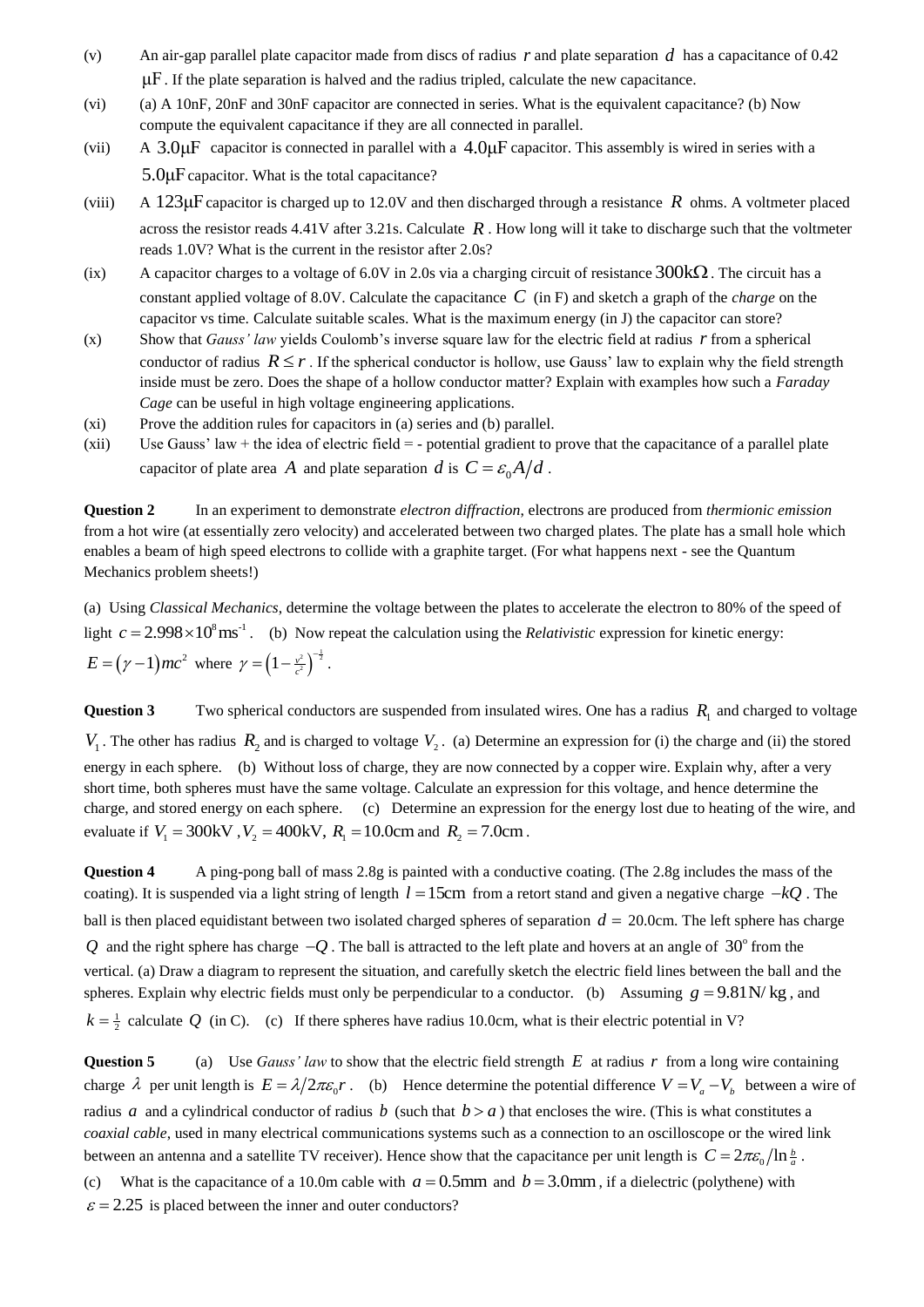(v) An air-gap parallel plate capacitor made from discs of radius $r$ and plate separation $d$ has a capacitance of 0.42 $\mu$F. If the plate separation is halved and the radius tripled, calculate the new capacitance.

(vi) (a) A 10nF, 20nF and 30nF capacitor are connected in series. What is the equivalent capacitance? (b) Now compute the equivalent capacitance if they are all connected in parallel.

(vii) A $3.0\mu\text{F}$ capacitor is connected in parallel with a $4.0\mu\text{F}$ capacitor. This assembly is wired in series with a $5.0\mu\text{F}$ capacitor. What is the total capacitance?

(viii) A $123\mu\text{F}$ capacitor is charged up to 12.0V and then discharged through a resistance $R$ ohms. A voltmeter placed across the resistor reads 4.41V after 3.21s. Calculate $R$. How long will it take to discharge such that the voltmeter reads 1.0V? What is the current in the resistor after 2.0s?

(ix) A capacitor charges to a voltage of 6.0V in 2.0s via a charging circuit of resistance $300\text{k}\Omega$. The circuit has a constant applied voltage of 8.0V. Calculate the capacitance $C$ (in F) and sketch a graph of the *charge* on the capacitor vs time. Calculate suitable scales. What is the maximum energy (in J) the capacitor can store?

(x) Show that *Gauss' law* yields Coulomb's inverse square law for the electric field at radius $r$ from a spherical conductor of radius $R \le r$. If the spherical conductor is hollow, use Gauss' law to explain why the field strength inside must be zero. Does the shape of a hollow conductor matter? Explain with examples how such a *Faraday Cage* can be useful in high voltage engineering applications.

(xi) Prove the addition rules for capacitors in (a) series and (b) parallel.

(xii) Use Gauss' law + the idea of electric field = - potential gradient to prove that the capacitance of a parallel plate capacitor of plate area $A$ and plate separation $d$ is $C = \varepsilon_0 A/d$.

**Question 2** In an experiment to demonstrate *electron diffraction*, electrons are produced from *thermionic emission* from a hot wire (at essentially zero velocity) and accelerated between two charged plates. The plate has a small hole which enables a beam of high speed electrons to collide with a graphite target. (For what happens next - see the Quantum Mechanics problem sheets!)

(a) Using *Classical Mechanics*, determine the voltage between the plates to accelerate the electron to 80% of the speed of light $c = 2.998\times10^{8}\,\text{ms}^{-1}$. (b) Now repeat the calculation using the *Relativistic* expression for kinetic energy: $E = (\gamma - 1)mc^2$ where $\gamma = \left(1 - \frac{v^2}{c^2}\right)^{-\frac{1}{2}}$.

**Question 3** Two spherical conductors are suspended from insulated wires. One has a radius $R_1$ and charged to voltage $V_1$. The other has radius $R_2$ and is charged to voltage $V_2$. (a) Determine an expression for (i) the charge and (ii) the stored energy in each sphere. (b) Without loss of charge, they are now connected by a copper wire. Explain why, after a very short time, both spheres must have the same voltage. Calculate an expression for this voltage, and hence determine the charge, and stored energy on each sphere. (c) Determine an expression for the energy lost due to heating of the wire, and evaluate if $V_1 = 300\text{kV}$, $V_2 = 400\text{kV}$, $R_1 = 10.0\text{cm}$ and $R_2 = 7.0\text{cm}$.

**Question 4** A ping-pong ball of mass 2.8g is painted with a conductive coating. (The 2.8g includes the mass of the coating). It is suspended via a light string of length $l = 15\text{cm}$ from a retort stand and given a negative charge $-kQ$. The ball is then placed equidistant between two isolated charged spheres of separation $d =$ 20.0cm. The left sphere has charge $Q$ and the right sphere has charge $-Q$. The ball is attracted to the left plate and hovers at an angle of $30^{\circ}$ from the vertical. (a) Draw a diagram to represent the situation, and carefully sketch the electric field lines between the ball and the spheres. Explain why electric fields must only be perpendicular to a conductor. (b) Assuming $g = 9.81\text{N/kg}$, and $k = \frac{1}{2}$ calculate $Q$ (in C). (c) If there spheres have radius 10.0cm, what is their electric potential in V?

**Question 5** (a) Use *Gauss' law* to show that the electric field strength $E$ at radius $r$ from a long wire containing charge $\lambda$ per unit length is $E = \lambda/2\pi\varepsilon_0 r$. (b) Hence determine the potential difference $V = V_a - V_b$ between a wire of radius $a$ and a cylindrical conductor of radius $b$ (such that $b > a$) that encloses the wire. (This is what constitutes a *coaxial cable*, used in many electrical communications systems such as a connection to an oscilloscope or the wired link between an antenna and a satellite TV receiver). Hence show that the capacitance per unit length is $C = 2\pi\varepsilon_0/\ln\frac{b}{a}$.

(c) What is the capacitance of a 10.0m cable with $a = 0.5\text{mm}$ and $b = 3.0\text{mm}$, if a dielectric (polythene) with $\varepsilon = 2.25$ is placed between the inner and outer conductors?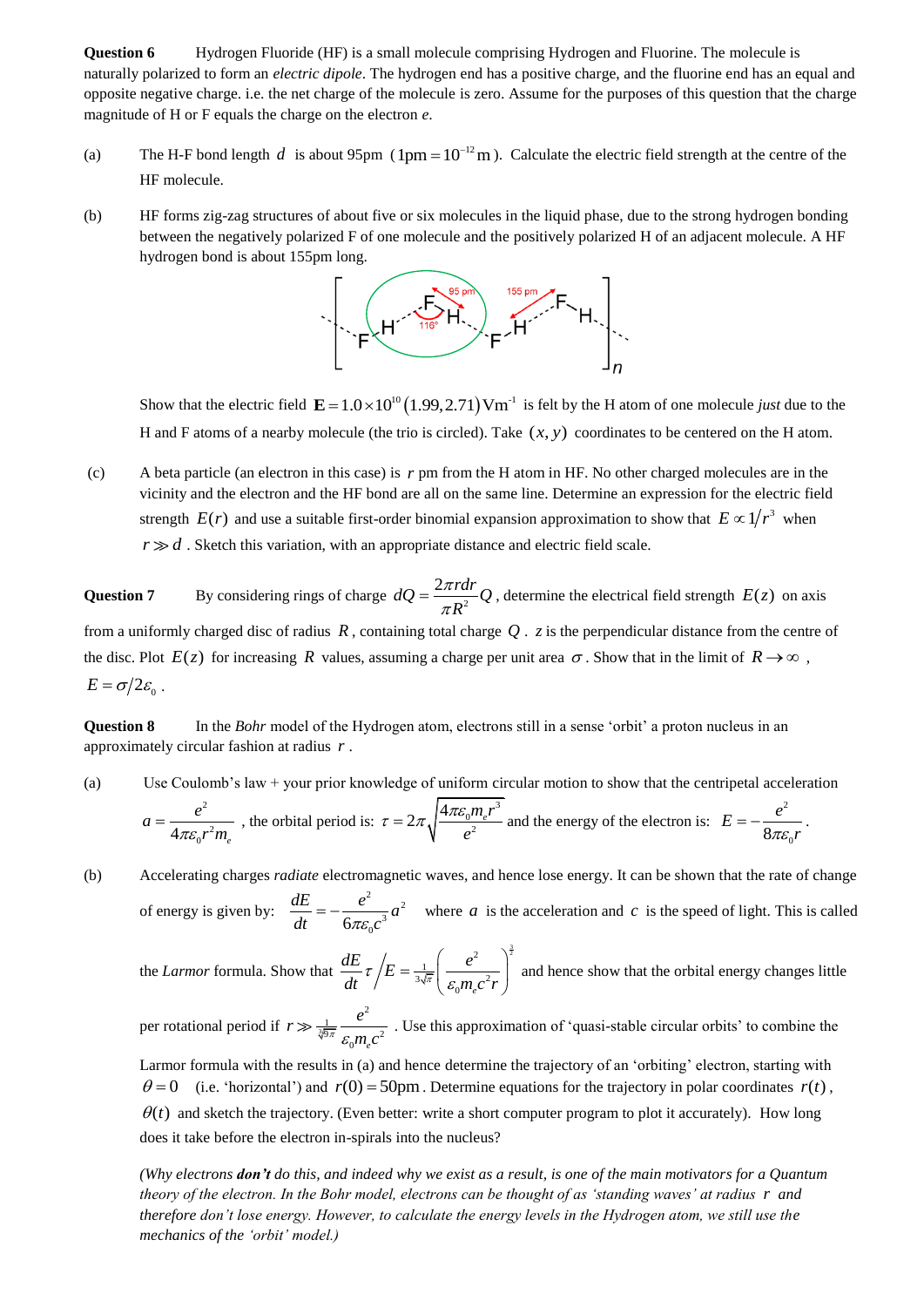**Question 6** Hydrogen Fluoride (HF) is a small molecule comprising Hydrogen and Fluorine. The molecule is naturally polarized to form an *electric dipole*. The hydrogen end has a positive charge, and the fluorine end has an equal and opposite negative charge. i.e. the net charge of the molecule is zero. Assume for the purposes of this question that the charge magnitude of H or F equals the charge on the electron $e$.

(a) The H-F bond length $d$ is about 95pm ($1\text{pm} = 10^{-12}\text{m}$). Calculate the electric field strength at the centre of the HF molecule.

(b) HF forms zig-zag structures of about five or six molecules in the liquid phase, due to the strong hydrogen bonding between the negatively polarized F of one molecule and the positively polarized H of an adjacent molecule. A HF hydrogen bond is about 155pm long.

95 pm
155 pm
116°
F H F H F H F H
n

Show that the electric field $\mathbf{E} = 1.0 \times 10^{10}(1.99, 2.71)\,\text{Vm}^{-1}$ is felt by the H atom of one molecule *just* due to the H and F atoms of a nearby molecule (the trio is circled). Take $(x, y)$ coordinates to be centered on the H atom.

(c) A beta particle (an electron in this case) is $r$ pm from the H atom in HF. No other charged molecules are in the vicinity and the electron and the HF bond are all on the same line. Determine an expression for the electric field strength $E(r)$ and use a suitable first-order binomial expansion approximation to show that $E \propto 1/r^3$ when $r \gg d$. Sketch this variation, with an appropriate distance and electric field scale.

**Question 7** By considering rings of charge $dQ = \dfrac{2\pi r dr}{\pi R^2}Q$, determine the electrical field strength $E(z)$ on axis from a uniformly charged disc of radius $R$, containing total charge $Q$. $z$ is the perpendicular distance from the centre of the disc. Plot $E(z)$ for increasing $R$ values, assuming a charge per unit area $\sigma$. Show that in the limit of $R \to \infty$, $E = \sigma/2\varepsilon_0$.

**Question 8** In the *Bohr* model of the Hydrogen atom, electrons still in a sense 'orbit' a proton nucleus in an approximately circular fashion at radius $r$.

(a) Use Coulomb's law + your prior knowledge of uniform circular motion to show that the centripetal acceleration $a = \dfrac{e^2}{4\pi\varepsilon_0 r^2 m_e}$, the orbital period is: $\tau = 2\pi\sqrt{\dfrac{4\pi\varepsilon_0 m_e r^3}{e^2}}$ and the energy of the electron is: $E = -\dfrac{e^2}{8\pi\varepsilon_0 r}$.

(b) Accelerating charges *radiate* electromagnetic waves, and hence lose energy. It can be shown that the rate of change of energy is given by: $\dfrac{dE}{dt} = -\dfrac{e^2}{6\pi\varepsilon_0 c^3}a^2$ where $a$ is the acceleration and $c$ is the speed of light. This is called the *Larmor* formula. Show that $\dfrac{dE}{dt}\tau \Big/ E = \frac{1}{3\sqrt{\pi}}\left(\dfrac{e^2}{\varepsilon_0 m_e c^2 r}\right)^{\frac{3}{2}}$ and hence show that the orbital energy changes little per rotational period if $r \gg \frac{1}{\sqrt[3]{9\pi}}\dfrac{e^2}{\varepsilon_0 m_e c^2}$. Use this approximation of 'quasi-stable circular orbits' to combine the Larmor formula with the results in (a) and hence determine the trajectory of an 'orbiting' electron, starting with $\theta = 0$ (i.e. 'horizontal') and $r(0) = 50\text{pm}$. Determine equations for the trajectory in polar coordinates $r(t)$, $\theta(t)$ and sketch the trajectory. (Even better: write a short computer program to plot it accurately). How long does it take before the electron in-spirals into the nucleus?

*(Why electrons **don't** do this, and indeed why we exist as a result, is one of the main motivators for a Quantum theory of the electron. In the Bohr model, electrons can be thought of as 'standing waves' at radius $r$ and therefore don't lose energy. However, to calculate the energy levels in the Hydrogen atom, we still use the mechanics of the 'orbit' model.)*